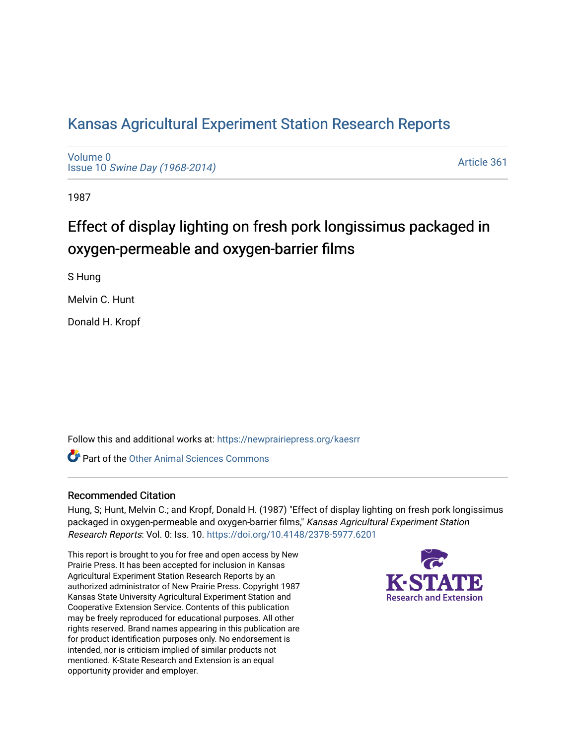# Kansas Agricultural Experiment Station Research Reports

Volume 0
Issue 10 *Swine Day (1968-2014)*

Article 361

1987

## Effect of display lighting on fresh pork longissimus packaged in oxygen-permeable and oxygen-barrier films

S Hung

Melvin C. Hunt

Donald H. Kropf

Follow this and additional works at: https://newprairiepress.org/kaesrr

Part of the Other Animal Sciences Commons

### Recommended Citation

Hung, S; Hunt, Melvin C.; and Kropf, Donald H. (1987) "Effect of display lighting on fresh pork longissimus packaged in oxygen-permeable and oxygen-barrier films," *Kansas Agricultural Experiment Station Research Reports*: Vol. 0: Iss. 10. https://doi.org/10.4148/2378-5977.6201

This report is brought to you for free and open access by New Prairie Press. It has been accepted for inclusion in Kansas Agricultural Experiment Station Research Reports by an authorized administrator of New Prairie Press. Copyright 1987 Kansas State University Agricultural Experiment Station and Cooperative Extension Service. Contents of this publication may be freely reproduced for educational purposes. All other rights reserved. Brand names appearing in this publication are for product identification purposes only. No endorsement is intended, nor is criticism implied of similar products not mentioned. K-State Research and Extension is an equal opportunity provider and employer.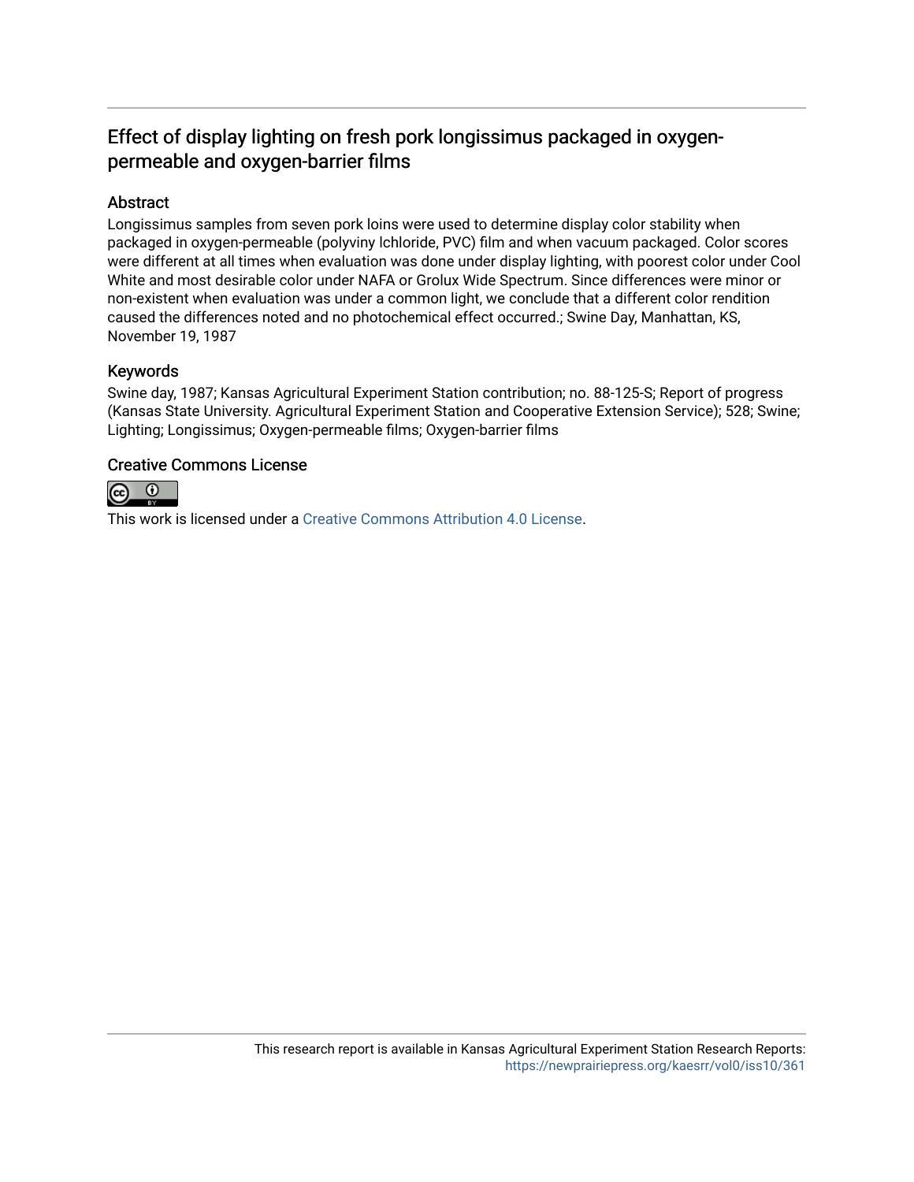## Effect of display lighting on fresh pork longissimus packaged in oxygen-permeable and oxygen-barrier films

### Abstract

Longissimus samples from seven pork loins were used to determine display color stability when packaged in oxygen-permeable (polyviny lchloride, PVC) film and when vacuum packaged. Color scores were different at all times when evaluation was done under display lighting, with poorest color under Cool White and most desirable color under NAFA or Grolux Wide Spectrum. Since differences were minor or non-existent when evaluation was under a common light, we conclude that a different color rendition caused the differences noted and no photochemical effect occurred.; Swine Day, Manhattan, KS, November 19, 1987

### Keywords

Swine day, 1987; Kansas Agricultural Experiment Station contribution; no. 88-125-S; Report of progress (Kansas State University. Agricultural Experiment Station and Cooperative Extension Service); 528; Swine; Lighting; Longissimus; Oxygen-permeable films; Oxygen-barrier films

### Creative Commons License

This work is licensed under a Creative Commons Attribution 4.0 License.

This research report is available in Kansas Agricultural Experiment Station Research Reports: https://newprairiepress.org/kaesrr/vol0/iss10/361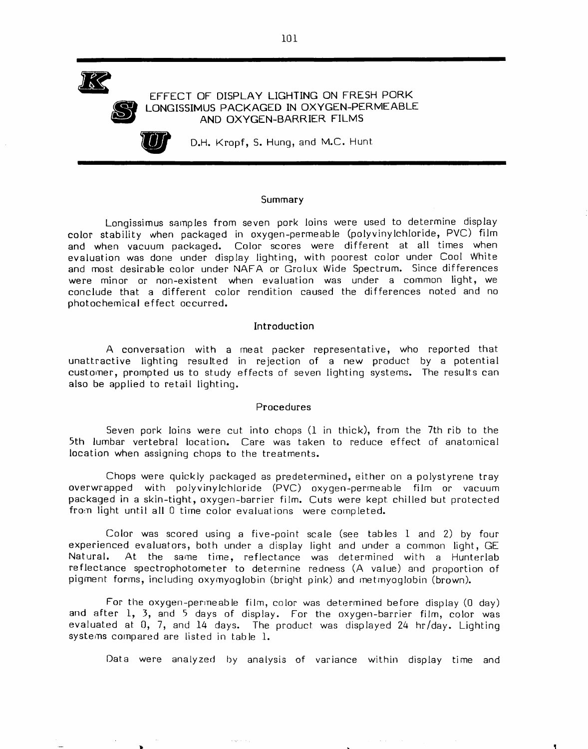# EFFECT OF DISPLAY LIGHTING ON FRESH PORK LONGISSIMUS PACKAGED IN OXYGEN-PERMEABLE AND OXYGEN-BARRIER FILMS

D.H. Kropf, S. Hung, and M.C. Hunt

## Summary

Longissimus samples from seven pork loins were used to determine display color stability when packaged in oxygen-permeable (polyvinylchloride, PVC) film and when vacuum packaged. Color scores were different at all times when evaluation was done under display lighting, with poorest color under Cool White and most desirable color under NAFA or Grolux Wide Spectrum. Since differences were minor or non-existent when evaluation was under a common light, we conclude that a different color rendition caused the differences noted and no photochemical effect occurred.

## Introduction

A conversation with a meat packer representative, who reported that unattractive lighting resulted in rejection of a new product by a potential customer, prompted us to study effects of seven lighting systems. The results can also be applied to retail lighting.

## Procedures

Seven pork loins were cut into chops (1 in thick), from the 7th rib to the 5th lumbar vertebral location. Care was taken to reduce effect of anatomical location when assigning chops to the treatments.

Chops were quickly packaged as predetermined, either on a polystyrene tray overwrapped with polyvinylchloride (PVC) oxygen-permeable film or vacuum packaged in a skin-tight, oxygen-barrier film. Cuts were kept chilled but protected from light until all 0 time color evaluations were completed.

Color was scored using a five-point scale (see tables 1 and 2) by four experienced evaluators, both under a display light and under a common light, GE Natural. At the same time, reflectance was determined with a Hunterlab reflectance spectrophotometer to determine redness (A value) and proportion of pigment forms, including oxymyoglobin (bright pink) and metmyoglobin (brown).

For the oxygen-permeable film, color was determined before display (0 day) and after 1, 3, and 5 days of display. For the oxygen-barrier film, color was evaluated at 0, 7, and 14 days. The product was displayed 24 hr/day. Lighting systems compared are listed in table 1.

Data were analyzed by analysis of variance within display time and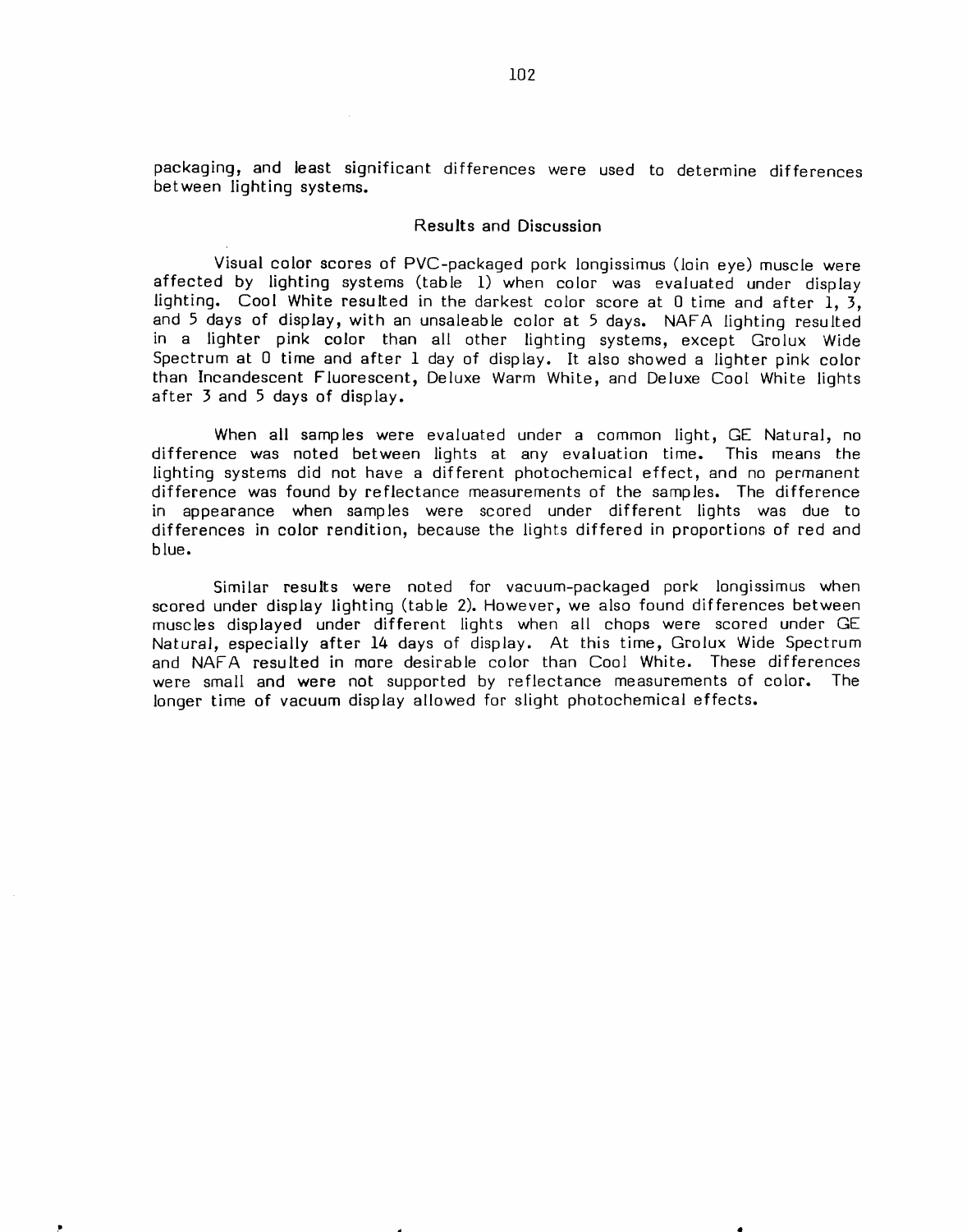packaging, and least significant differences were used to determine differences between lighting systems.

## Results and Discussion

Visual color scores of PVC-packaged pork longissimus (loin eye) muscle were affected by lighting systems (table 1) when color was evaluated under display lighting. Cool White resulted in the darkest color score at 0 time and after 1, 3, and 5 days of display, with an unsaleable color at 5 days. NAFA lighting resulted in a lighter pink color than all other lighting systems, except Grolux Wide Spectrum at 0 time and after 1 day of display. It also showed a lighter pink color than Incandescent Fluorescent, Deluxe Warm White, and Deluxe Cool White lights after 3 and 5 days of display.

When all samples were evaluated under a common light, GE Natural, no difference was noted between lights at any evaluation time. This means the lighting systems did not have a different photochemical effect, and no permanent difference was found by reflectance measurements of the samples. The difference in appearance when samples were scored under different lights was due to differences in color rendition, because the lights differed in proportions of red and blue.

Similar results were noted for vacuum-packaged pork longissimus when scored under display lighting (table 2). However, we also found differences between muscles displayed under different lights when all chops were scored under GE Natural, especially after 14 days of display. At this time, Grolux Wide Spectrum and NAFA resulted in more desirable color than Cool White. These differences were small and were not supported by reflectance measurements of color. The longer time of vacuum display allowed for slight photochemical effects.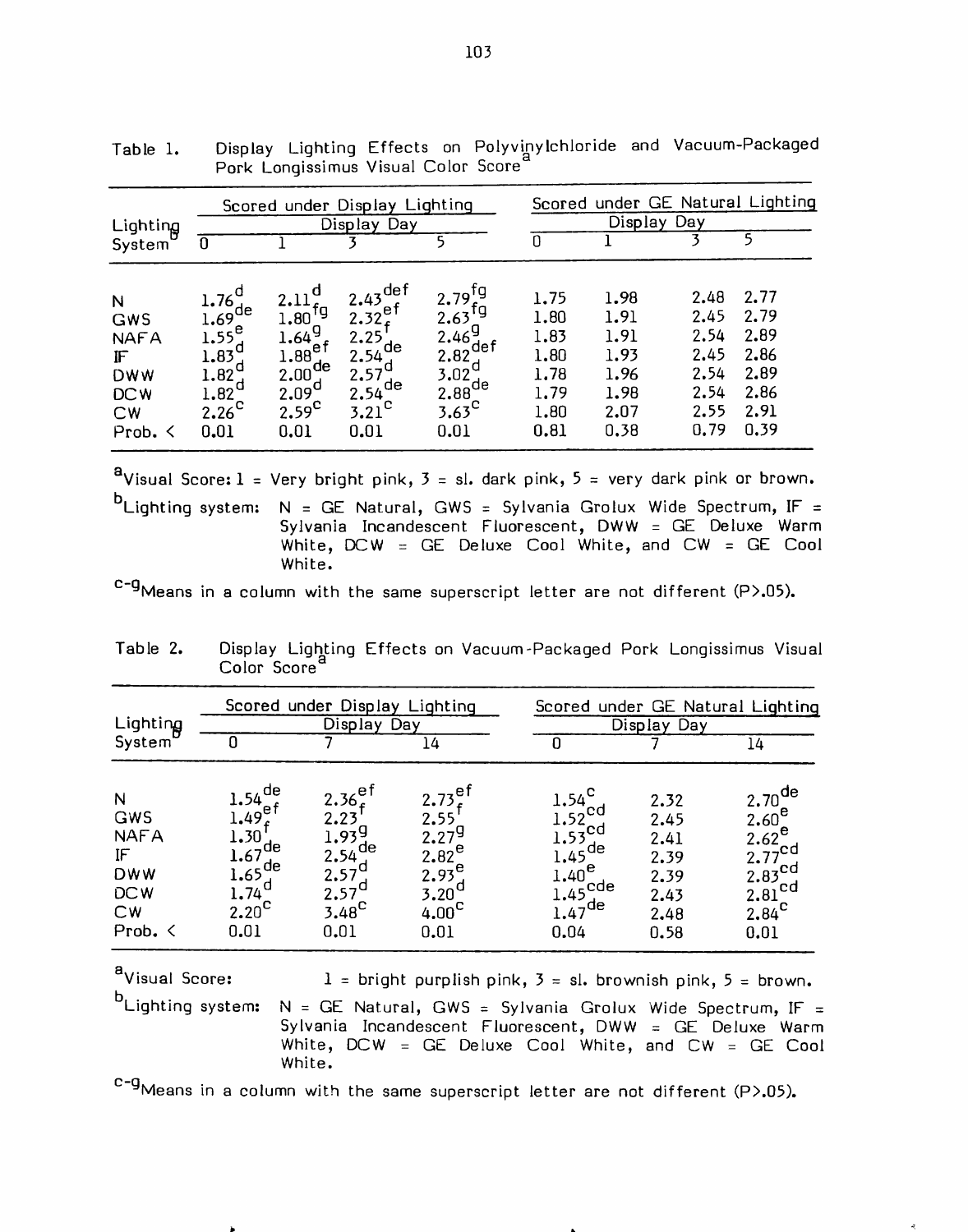Table 1. Display Lighting Effects on Polyvinylchloride and Vacuum-Packaged Pork Longissimus Visual Color Score[a]

| Lighting System[b] | Scored under Display Lighting | | | | Scored under GE Natural Lighting | | | |
|---|---|---|---|---|---|---|---|---|
| | Display Day | | | | Display Day | | | |
| | 0 | 1 | 3 | 5 | 0 | 1 | 3 | 5 |
| N | 1.76[d] | 2.11[d] | 2.43[def] | 2.79[fg] | 1.75 | 1.98 | 2.48 | 2.77 |
| GWS | 1.69[de] | 1.80[fg] | 2.32[ef] | 2.63[fg] | 1.80 | 1.91 | 2.45 | 2.79 |
| NAFA | 1.55[e] | 1.64[g] | 2.25[f] | 2.46[g] | 1.83 | 1.91 | 2.54 | 2.89 |
| IF | 1.83[d] | 1.88[ef] | 2.54[de] | 2.82[def] | 1.80 | 1.93 | 2.45 | 2.86 |
| DWW | 1.82[d] | 2.00[de] | 2.57[d] | 3.02[d] | 1.78 | 1.96 | 2.54 | 2.89 |
| DCW | 1.82[d] | 2.09[d] | 2.54[de] | 2.88[de] | 1.79 | 1.98 | 2.54 | 2.86 |
| CW | 2.26[c] | 2.59[c] | 3.21[c] | 3.63[c] | 1.80 | 2.07 | 2.55 | 2.91 |
| Prob. < | 0.01 | 0.01 | 0.01 | 0.01 | 0.81 | 0.38 | 0.79 | 0.39 |

[a]Visual Score: 1 = Very bright pink, 3 = sl. dark pink, 5 = very dark pink or brown.

[b]Lighting system: N = GE Natural, GWS = Sylvania Grolux Wide Spectrum, IF = Sylvania Incandescent Fluorescent, DWW = GE Deluxe Warm White, DCW = GE Deluxe Cool White, and CW = GE Cool White.

[c-g]Means in a column with the same superscript letter are not different (P>.05).

Table 2. Display Lighting Effects on Vacuum-Packaged Pork Longissimus Visual Color Score[a]

| Lighting System[b] | Scored under Display Lighting | | | Scored under GE Natural Lighting | | |
|---|---|---|---|---|---|---|
| | Display Day | | | Display Day | | |
| | 0 | 7 | 14 | 0 | 7 | 14 |
| N | 1.54[de] | 2.36[ef] | 2.73[ef] | 1.54[c] | 2.32 | 2.70[de] |
| GWS | 1.49[ef] | 2.23[f] | 2.55[f] | 1.52[cd] | 2.45 | 2.60[e] |
| NAFA | 1.30[f] | 1.93[g] | 2.27[g] | 1.53[cd] | 2.41 | 2.62[e] |
| IF | 1.67[de] | 2.54[de] | 2.82[e] | 1.45[de] | 2.39 | 2.77[cd] |
| DWW | 1.65[de] | 2.57[d] | 2.93[e] | 1.40[e] | 2.39 | 2.83[cd] |
| DCW | 1.74[d] | 2.57[d] | 3.20[d] | 1.45[cde] | 2.43 | 2.81[cd] |
| CW | 2.20[c] | 3.48[c] | 4.00[c] | 1.47[de] | 2.48 | 2.84[c] |
| Prob. < | 0.01 | 0.01 | 0.01 | 0.04 | 0.58 | 0.01 |

[a]Visual Score: 1 = bright purplish pink, 3 = sl. brownish pink, 5 = brown.

[b]Lighting system: N = GE Natural, GWS = Sylvania Grolux Wide Spectrum, IF = Sylvania Incandescent Fluorescent, DWW = GE Deluxe Warm White, DCW = GE Deluxe Cool White, and CW = GE Cool White.

[c-g]Means in a column with the same superscript letter are not different (P>.05).